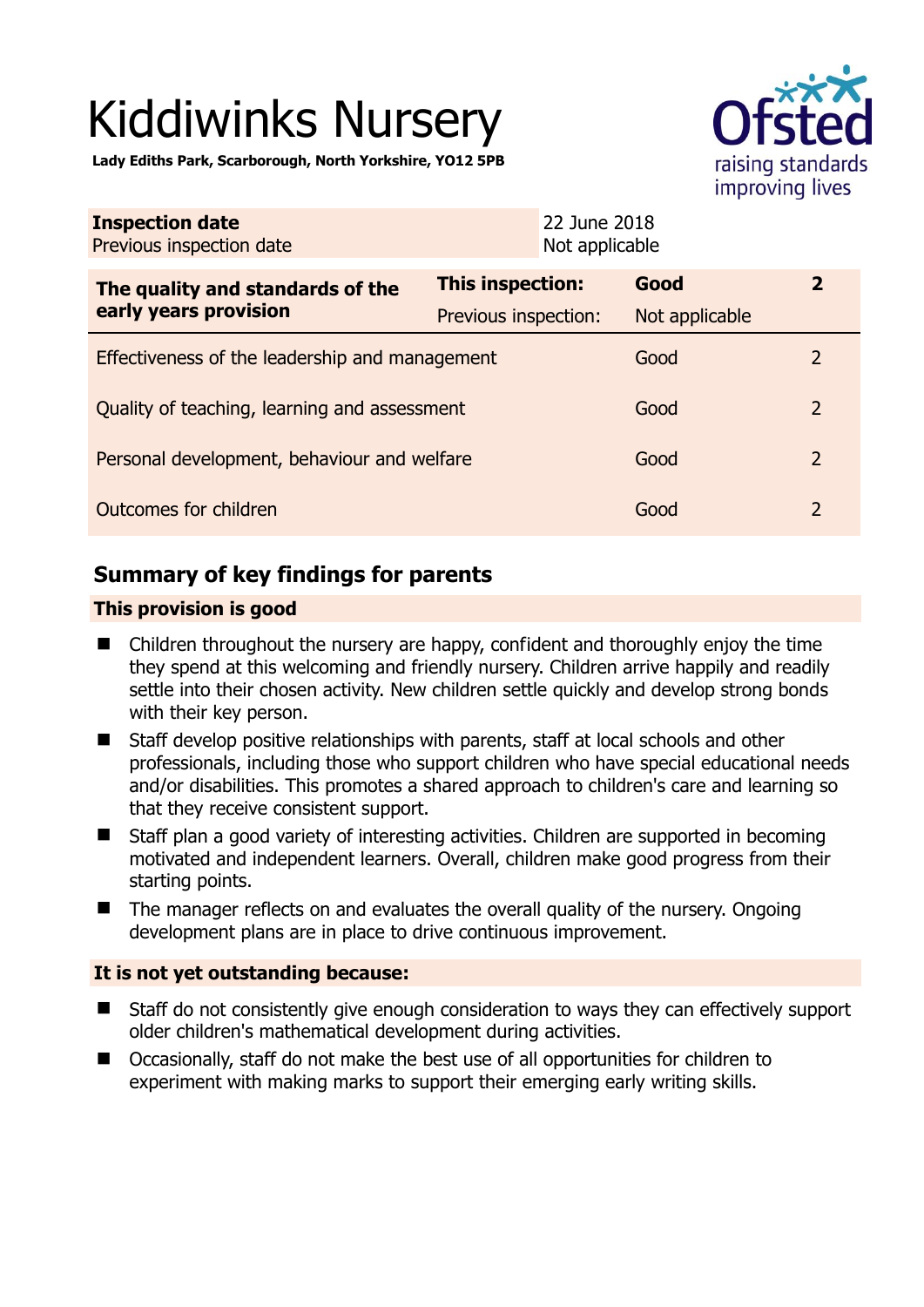# Kiddiwinks Nursery

**Lady Ediths Park, Scarborough, North Yorkshire, YO12 5PB**

| **Inspection date** | 22 June 2018 |
|---|---|
| Previous inspection date | Not applicable |

| **The quality and standards of the early years provision** | **This inspection:** | **Good** | **2** |
|---|---|---|---|
| | Previous inspection: | Not applicable | |
| Effectiveness of the leadership and management | | Good | 2 |
| Quality of teaching, learning and assessment | | Good | 2 |
| Personal development, behaviour and welfare | | Good | 2 |
| Outcomes for children | | Good | 2 |

## Summary of key findings for parents

### This provision is good

- Children throughout the nursery are happy, confident and thoroughly enjoy the time they spend at this welcoming and friendly nursery. Children arrive happily and readily settle into their chosen activity. New children settle quickly and develop strong bonds with their key person.
- Staff develop positive relationships with parents, staff at local schools and other professionals, including those who support children who have special educational needs and/or disabilities. This promotes a shared approach to children's care and learning so that they receive consistent support.
- Staff plan a good variety of interesting activities. Children are supported in becoming motivated and independent learners. Overall, children make good progress from their starting points.
- The manager reflects on and evaluates the overall quality of the nursery. Ongoing development plans are in place to drive continuous improvement.

### It is not yet outstanding because:

- Staff do not consistently give enough consideration to ways they can effectively support older children's mathematical development during activities.
- Occasionally, staff do not make the best use of all opportunities for children to experiment with making marks to support their emerging early writing skills.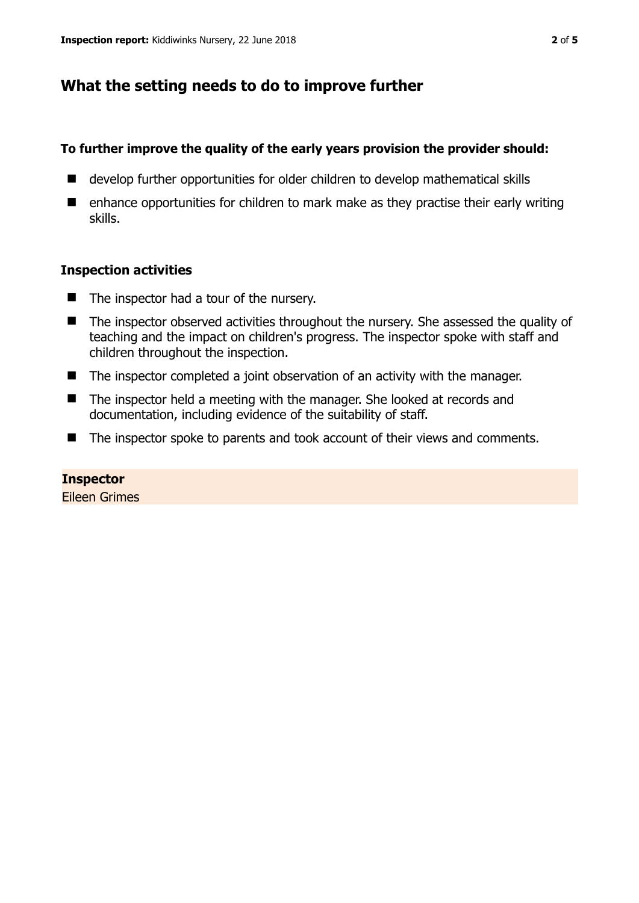## What the setting needs to do to improve further

**To further improve the quality of the early years provision the provider should:**

- develop further opportunities for older children to develop mathematical skills
- enhance opportunities for children to mark make as they practise their early writing skills.

### Inspection activities

- The inspector had a tour of the nursery.
- The inspector observed activities throughout the nursery. She assessed the quality of teaching and the impact on children's progress. The inspector spoke with staff and children throughout the inspection.
- The inspector completed a joint observation of an activity with the manager.
- The inspector held a meeting with the manager. She looked at records and documentation, including evidence of the suitability of staff.
- The inspector spoke to parents and took account of their views and comments.

**Inspector**
Eileen Grimes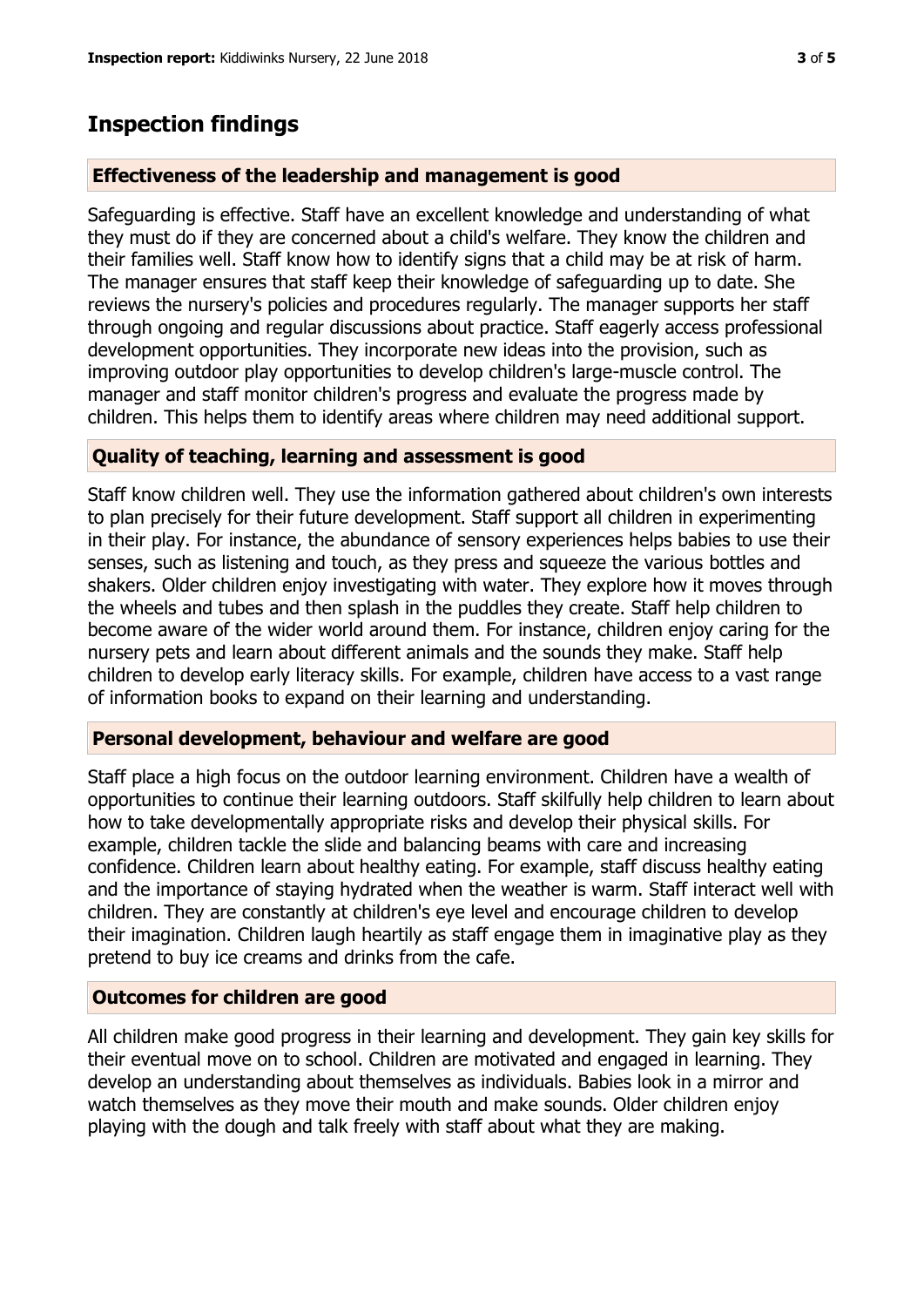## Inspection findings

### Effectiveness of the leadership and management is good

Safeguarding is effective. Staff have an excellent knowledge and understanding of what they must do if they are concerned about a child's welfare. They know the children and their families well. Staff know how to identify signs that a child may be at risk of harm. The manager ensures that staff keep their knowledge of safeguarding up to date. She reviews the nursery's policies and procedures regularly. The manager supports her staff through ongoing and regular discussions about practice. Staff eagerly access professional development opportunities. They incorporate new ideas into the provision, such as improving outdoor play opportunities to develop children's large-muscle control. The manager and staff monitor children's progress and evaluate the progress made by children. This helps them to identify areas where children may need additional support.

### Quality of teaching, learning and assessment is good

Staff know children well. They use the information gathered about children's own interests to plan precisely for their future development. Staff support all children in experimenting in their play. For instance, the abundance of sensory experiences helps babies to use their senses, such as listening and touch, as they press and squeeze the various bottles and shakers. Older children enjoy investigating with water. They explore how it moves through the wheels and tubes and then splash in the puddles they create. Staff help children to become aware of the wider world around them. For instance, children enjoy caring for the nursery pets and learn about different animals and the sounds they make. Staff help children to develop early literacy skills. For example, children have access to a vast range of information books to expand on their learning and understanding.

### Personal development, behaviour and welfare are good

Staff place a high focus on the outdoor learning environment. Children have a wealth of opportunities to continue their learning outdoors. Staff skilfully help children to learn about how to take developmentally appropriate risks and develop their physical skills. For example, children tackle the slide and balancing beams with care and increasing confidence. Children learn about healthy eating. For example, staff discuss healthy eating and the importance of staying hydrated when the weather is warm. Staff interact well with children. They are constantly at children's eye level and encourage children to develop their imagination. Children laugh heartily as staff engage them in imaginative play as they pretend to buy ice creams and drinks from the cafe.

### Outcomes for children are good

All children make good progress in their learning and development. They gain key skills for their eventual move on to school. Children are motivated and engaged in learning. They develop an understanding about themselves as individuals. Babies look in a mirror and watch themselves as they move their mouth and make sounds. Older children enjoy playing with the dough and talk freely with staff about what they are making.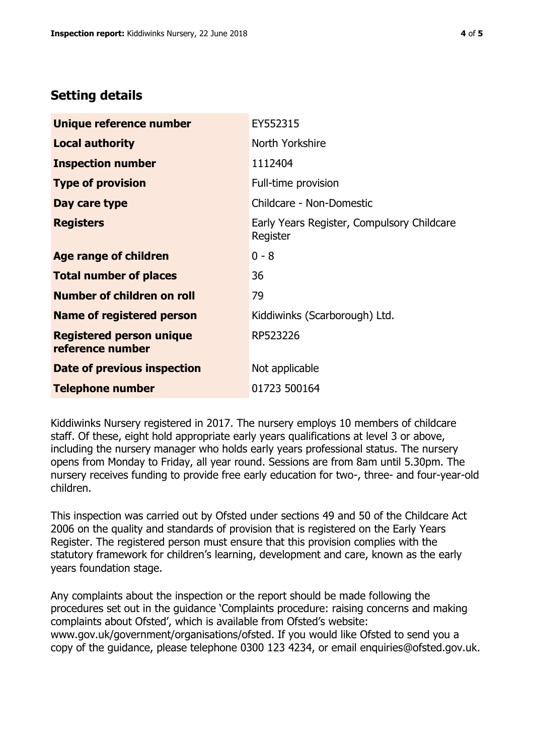## Setting details

| | |
|---|---|
| **Unique reference number** | EY552315 |
| **Local authority** | North Yorkshire |
| **Inspection number** | 1112404 |
| **Type of provision** | Full-time provision |
| **Day care type** | Childcare - Non-Domestic |
| **Registers** | Early Years Register, Compulsory Childcare Register |
| **Age range of children** | 0 - 8 |
| **Total number of places** | 36 |
| **Number of children on roll** | 79 |
| **Name of registered person** | Kiddiwinks (Scarborough) Ltd. |
| **Registered person unique reference number** | RP523226 |
| **Date of previous inspection** | Not applicable |
| **Telephone number** | 01723 500164 |

Kiddiwinks Nursery registered in 2017. The nursery employs 10 members of childcare staff. Of these, eight hold appropriate early years qualifications at level 3 or above, including the nursery manager who holds early years professional status. The nursery opens from Monday to Friday, all year round. Sessions are from 8am until 5.30pm. The nursery receives funding to provide free early education for two-, three- and four-year-old children.

This inspection was carried out by Ofsted under sections 49 and 50 of the Childcare Act 2006 on the quality and standards of provision that is registered on the Early Years Register. The registered person must ensure that this provision complies with the statutory framework for children's learning, development and care, known as the early years foundation stage.

Any complaints about the inspection or the report should be made following the procedures set out in the guidance 'Complaints procedure: raising concerns and making complaints about Ofsted', which is available from Ofsted's website: www.gov.uk/government/organisations/ofsted. If you would like Ofsted to send you a copy of the guidance, please telephone 0300 123 4234, or email enquiries@ofsted.gov.uk.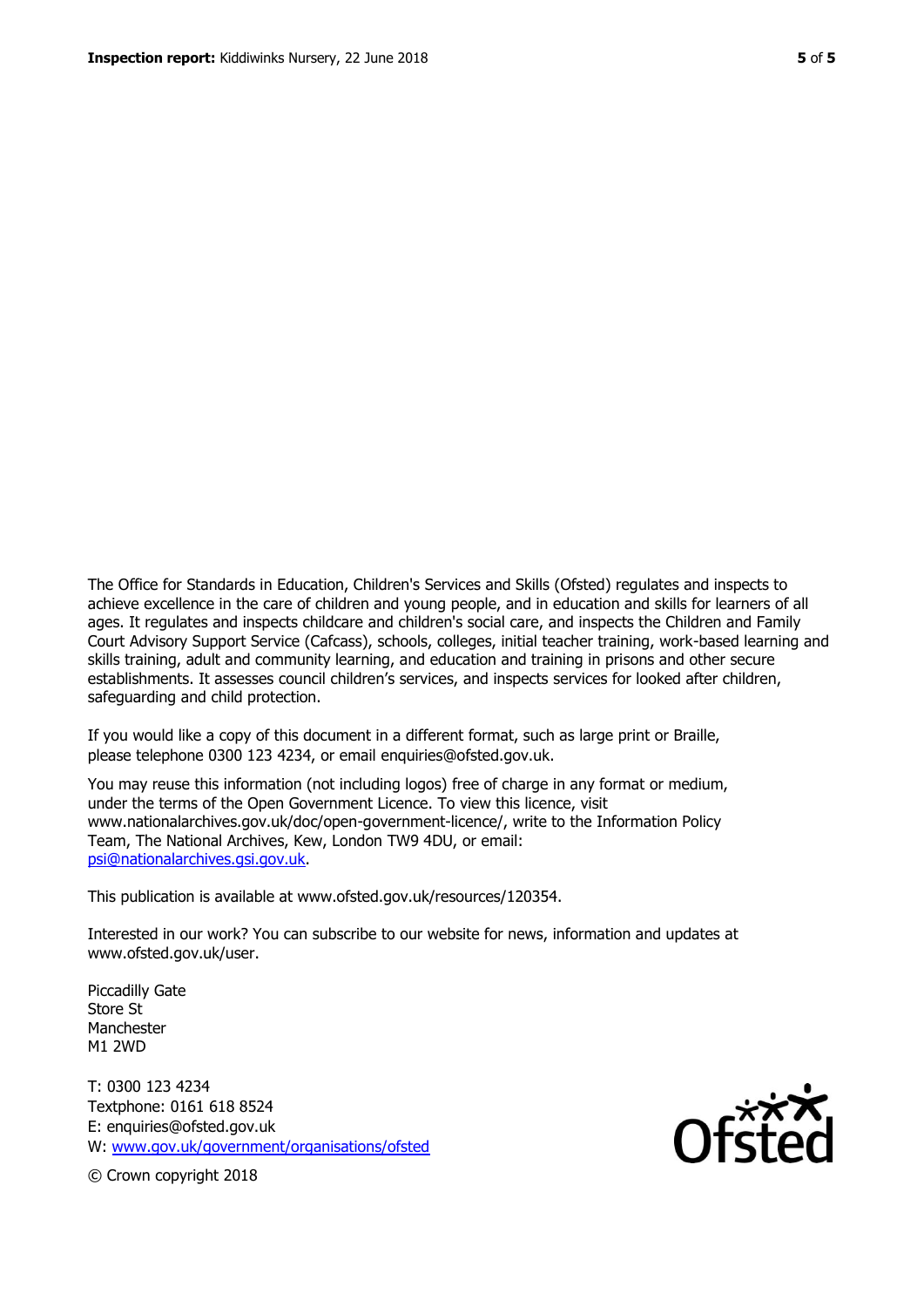The Office for Standards in Education, Children's Services and Skills (Ofsted) regulates and inspects to achieve excellence in the care of children and young people, and in education and skills for learners of all ages. It regulates and inspects childcare and children's social care, and inspects the Children and Family Court Advisory Support Service (Cafcass), schools, colleges, initial teacher training, work-based learning and skills training, adult and community learning, and education and training in prisons and other secure establishments. It assesses council children's services, and inspects services for looked after children, safeguarding and child protection.

If you would like a copy of this document in a different format, such as large print or Braille, please telephone 0300 123 4234, or email enquiries@ofsted.gov.uk.

You may reuse this information (not including logos) free of charge in any format or medium, under the terms of the Open Government Licence. To view this licence, visit www.nationalarchives.gov.uk/doc/open-government-licence/, write to the Information Policy Team, The National Archives, Kew, London TW9 4DU, or email: psi@nationalarchives.gsi.gov.uk.

This publication is available at www.ofsted.gov.uk/resources/120354.

Interested in our work? You can subscribe to our website for news, information and updates at www.ofsted.gov.uk/user.

Piccadilly Gate
Store St
Manchester
M1 2WD

T: 0300 123 4234
Textphone: 0161 618 8524
E: enquiries@ofsted.gov.uk
W: www.gov.uk/government/organisations/ofsted

© Crown copyright 2018